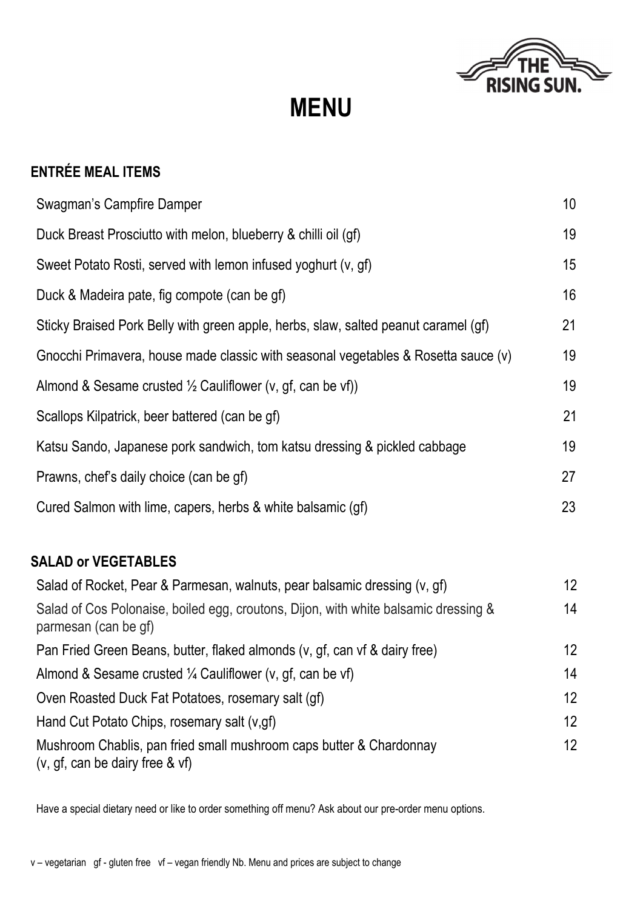THE RISING SUN.

# MENU

## ENTRÉE MEAL ITEMS

| Item | Price |
| --- | --- |
| Swagman's Campfire Damper | 10 |
| Duck Breast Prosciutto with melon, blueberry & chilli oil (gf) | 19 |
| Sweet Potato Rosti, served with lemon infused yoghurt (v, gf) | 15 |
| Duck & Madeira pate, fig compote (can be gf) | 16 |
| Sticky Braised Pork Belly with green apple, herbs, slaw, salted peanut caramel (gf) | 21 |
| Gnocchi Primavera, house made classic with seasonal vegetables & Rosetta sauce (v) | 19 |
| Almond & Sesame crusted ½ Cauliflower (v, gf, can be vf)) | 19 |
| Scallops Kilpatrick, beer battered (can be gf) | 21 |
| Katsu Sando, Japanese pork sandwich, tom katsu dressing & pickled cabbage | 19 |
| Prawns, chef's daily choice (can be gf) | 27 |
| Cured Salmon with lime, capers, herbs & white balsamic (gf) | 23 |

## SALAD or VEGETABLES

| Item | Price |
| --- | --- |
| Salad of Rocket, Pear & Parmesan, walnuts, pear balsamic dressing (v, gf) | 12 |
| Salad of Cos Polonaise, boiled egg, croutons, Dijon, with white balsamic dressing & parmesan (can be gf) | 14 |
| Pan Fried Green Beans, butter, flaked almonds (v, gf, can vf & dairy free) | 12 |
| Almond & Sesame crusted ¼ Cauliflower (v, gf, can be vf) | 14 |
| Oven Roasted Duck Fat Potatoes, rosemary salt (gf) | 12 |
| Hand Cut Potato Chips, rosemary salt (v,gf) | 12 |
| Mushroom Chablis, pan fried small mushroom caps butter & Chardonnay (v, gf, can be dairy free & vf) | 12 |

Have a special dietary need or like to order something off menu? Ask about our pre-order menu options.

v – vegetarian gf - gluten free vf – vegan friendly Nb. Menu and prices are subject to change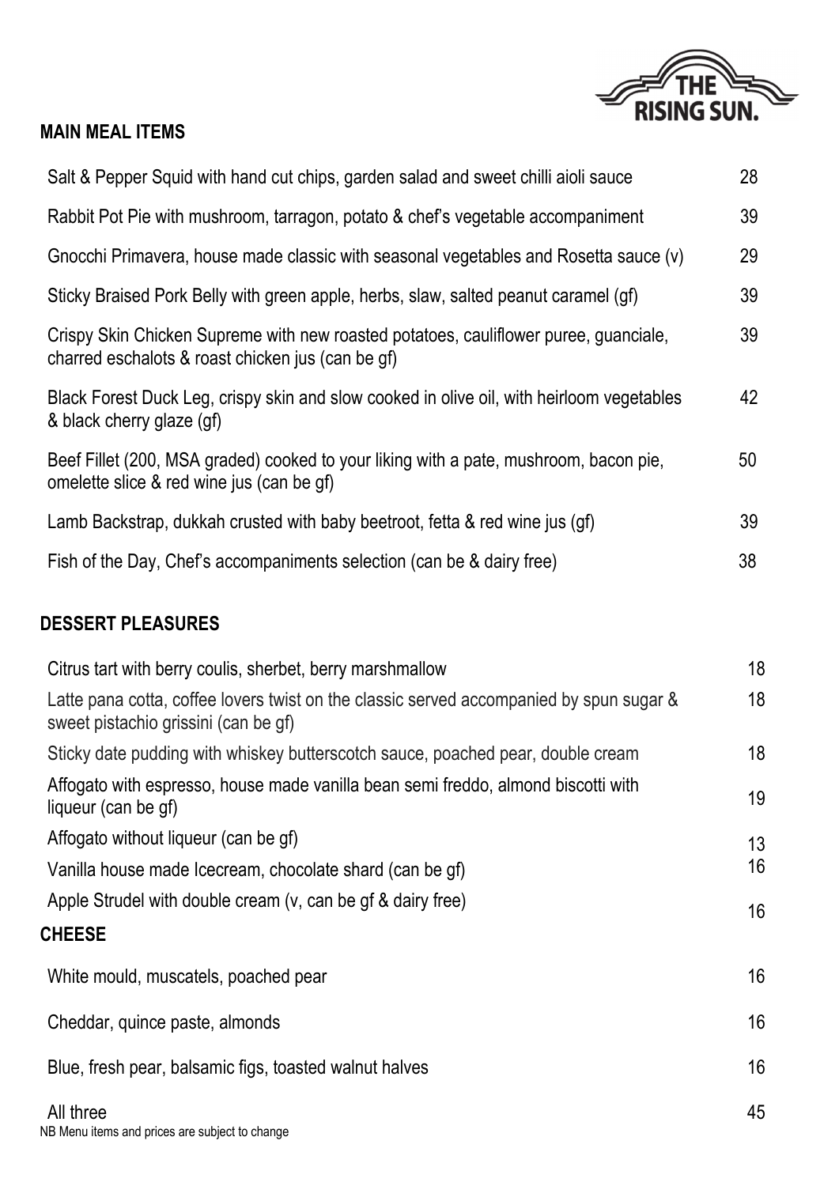THE RISING SUN.

## MAIN MEAL ITEMS

| | |
|---|---|
| Salt & Pepper Squid with hand cut chips, garden salad and sweet chilli aioli sauce | 28 |
| Rabbit Pot Pie with mushroom, tarragon, potato & chef's vegetable accompaniment | 39 |
| Gnocchi Primavera, house made classic with seasonal vegetables and Rosetta sauce (v) | 29 |
| Sticky Braised Pork Belly with green apple, herbs, slaw, salted peanut caramel (gf) | 39 |
| Crispy Skin Chicken Supreme with new roasted potatoes, cauliflower puree, guanciale, charred eschalots & roast chicken jus (can be gf) | 39 |
| Black Forest Duck Leg, crispy skin and slow cooked in olive oil, with heirloom vegetables & black cherry glaze (gf) | 42 |
| Beef Fillet (200, MSA graded) cooked to your liking with a pate, mushroom, bacon pie, omelette slice & red wine jus (can be gf) | 50 |
| Lamb Backstrap, dukkah crusted with baby beetroot, fetta & red wine jus (gf) | 39 |
| Fish of the Day, Chef's accompaniments selection (can be & dairy free) | 38 |

## DESSERT PLEASURES

| | |
|---|---|
| Citrus tart with berry coulis, sherbet, berry marshmallow | 18 |
| Latte pana cotta, coffee lovers twist on the classic served accompanied by spun sugar & sweet pistachio grissini (can be gf) | 18 |
| Sticky date pudding with whiskey butterscotch sauce, poached pear, double cream | 18 |
| Affogato with espresso, house made vanilla bean semi freddo, almond biscotti with liqueur (can be gf) | 19 |
| Affogato without liqueur (can be gf) | 13 |
| Vanilla house made Icecream, chocolate shard (can be gf) | 16 |
| Apple Strudel with double cream (v, can be gf & dairy free) | 16 |

## CHEESE

| | |
|---|---|
| White mould, muscatels, poached pear | 16 |
| Cheddar, quince paste, almonds | 16 |
| Blue, fresh pear, balsamic figs, toasted walnut halves | 16 |
| All three | 45 |

NB Menu items and prices are subject to change